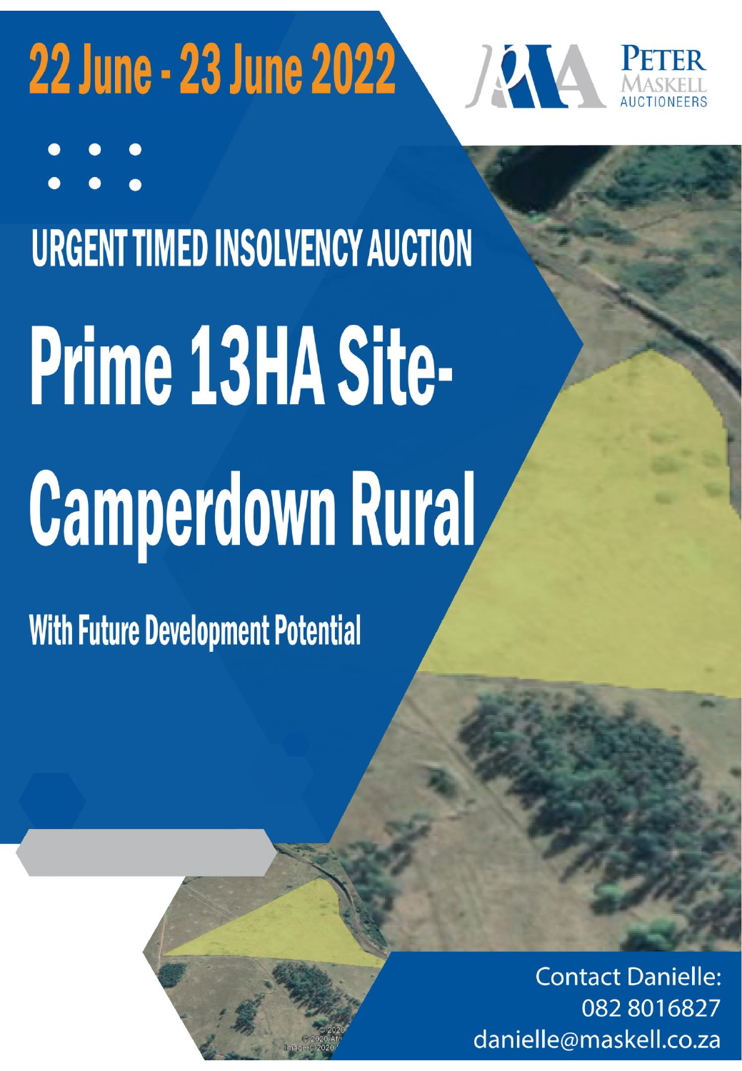# 22 June - 23 June 2022

PETER MASKELL AUCTIONEERS

## URGENT TIMED INSOLVENCY AUCTION

# Prime 13HA Site-Camperdown Rural

### With Future Development Potential

Contact Danielle:
082 8016827
danielle@maskell.co.za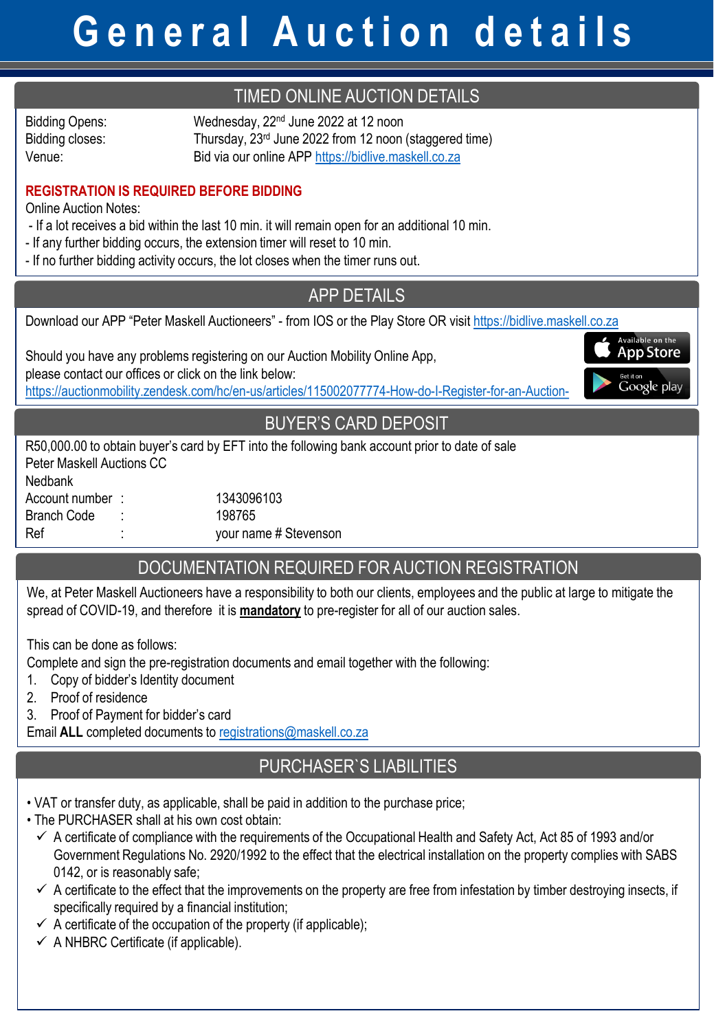# General Auction details

## TIMED ONLINE AUCTION DETAILS

| | |
|---|---|
| Bidding Opens: | Wednesday, 22nd June 2022 at 12 noon |
| Bidding closes: | Thursday, 23rd June 2022 from 12 noon (staggered time) |
| Venue: | Bid via our online APP https://bidlive.maskell.co.za |

**REGISTRATION IS REQUIRED BEFORE BIDDING**

Online Auction Notes:

- If a lot receives a bid within the last 10 min. it will remain open for an additional 10 min.
- If any further bidding occurs, the extension timer will reset to 10 min.
- If no further bidding activity occurs, the lot closes when the timer runs out.

## APP DETAILS

Download our APP "Peter Maskell Auctioneers" - from IOS or the Play Store OR visit https://bidlive.maskell.co.za

Should you have any problems registering on our Auction Mobility Online App, please contact our offices or click on the link below:
https://auctionmobility.zendesk.com/hc/en-us/articles/115002077774-How-do-I-Register-for-an-Auction-

## BUYER'S CARD DEPOSIT

R50,000.00 to obtain buyer's card by EFT into the following bank account prior to date of sale

Peter Maskell Auctions CC
Nedbank

| | | |
|---|---|---|
| Account number | : | 1343096103 |
| Branch Code | : | 198765 |
| Ref | : | your name # Stevenson |

## DOCUMENTATION REQUIRED FOR AUCTION REGISTRATION

We, at Peter Maskell Auctioneers have a responsibility to both our clients, employees and the public at large to mitigate the spread of COVID-19, and therefore it is **mandatory** to pre-register for all of our auction sales.

This can be done as follows:

Complete and sign the pre-registration documents and email together with the following:

1. Copy of bidder's Identity document
2. Proof of residence
3. Proof of Payment for bidder's card

Email **ALL** completed documents to registrations@maskell.co.za

## PURCHASER`S LIABILITIES

- VAT or transfer duty, as applicable, shall be paid in addition to the purchase price;
- The PURCHASER shall at his own cost obtain:
  - ✓ A certificate of compliance with the requirements of the Occupational Health and Safety Act, Act 85 of 1993 and/or Government Regulations No. 2920/1992 to the effect that the electrical installation on the property complies with SABS 0142, or is reasonably safe;
  - ✓ A certificate to the effect that the improvements on the property are free from infestation by timber destroying insects, if specifically required by a financial institution;
  - ✓ A certificate of the occupation of the property (if applicable);
  - ✓ A NHBRC Certificate (if applicable).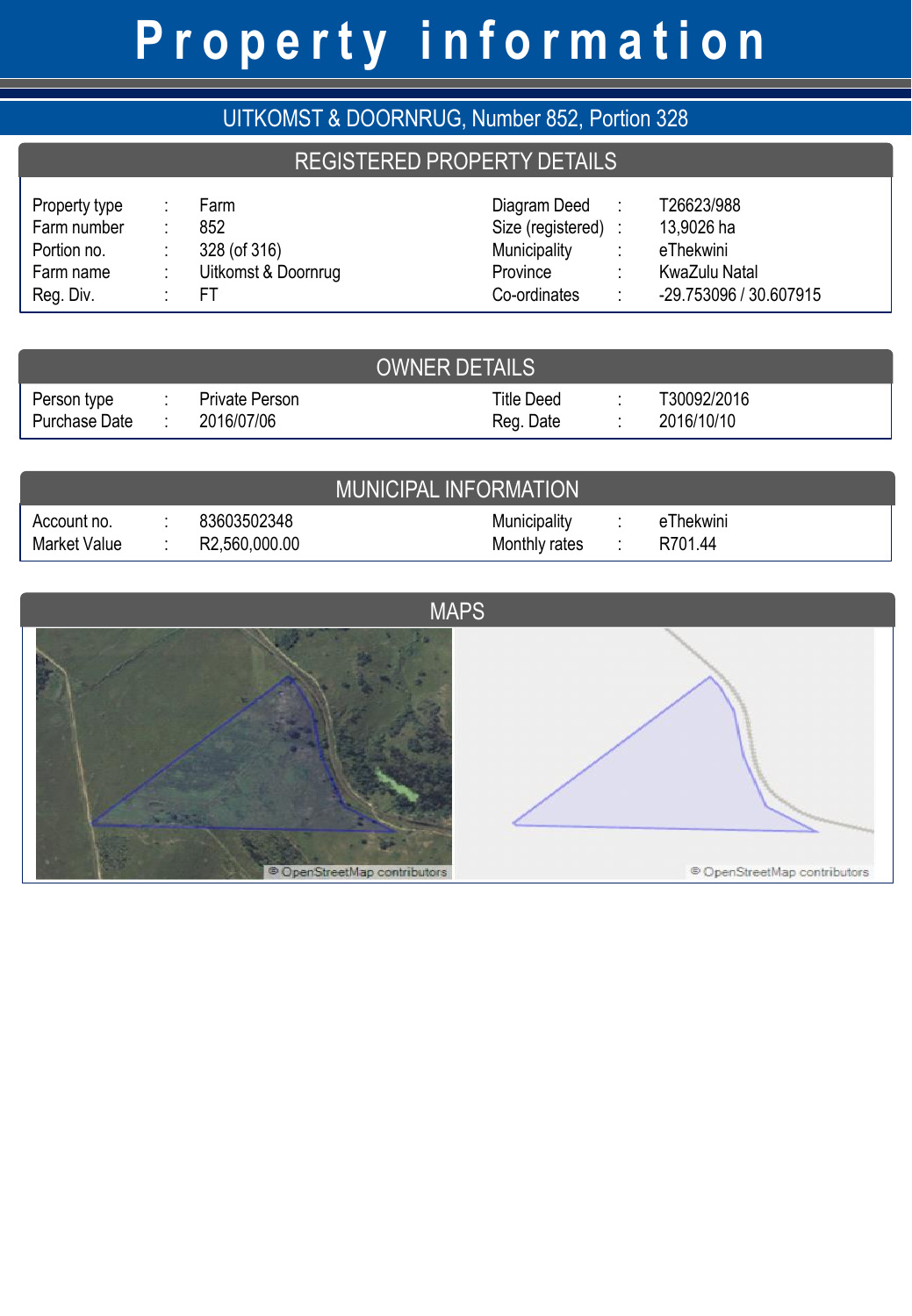# Property information

## UITKOMST & DOORNRUG, Number 852, Portion 328

### REGISTERED PROPERTY DETAILS

| | | | | | |
|---|---|---|---|---|---|
| Property type | : | Farm | Diagram Deed | : | T26623/988 |
| Farm number | : | 852 | Size (registered) | : | 13,9026 ha |
| Portion no. | : | 328 (of 316) | Municipality | : | eThekwini |
| Farm name | : | Uitkomst & Doornrug | Province | : | KwaZulu Natal |
| Reg. Div. | : | FT | Co-ordinates | : | -29.753096 / 30.607915 |

### OWNER DETAILS

| | | | | | |
|---|---|---|---|---|---|
| Person type | : | Private Person | Title Deed | : | T30092/2016 |
| Purchase Date | : | 2016/07/06 | Reg. Date | : | 2016/10/10 |

### MUNICIPAL INFORMATION

| | | | | | |
|---|---|---|---|---|---|
| Account no. | : | 83603502348 | Municipality | : | eThekwini |
| Market Value | : | R2,560,000.00 | Monthly rates | : | R701.44 |

### MAPS

© OpenStreetMap contributors

© OpenStreetMap contributors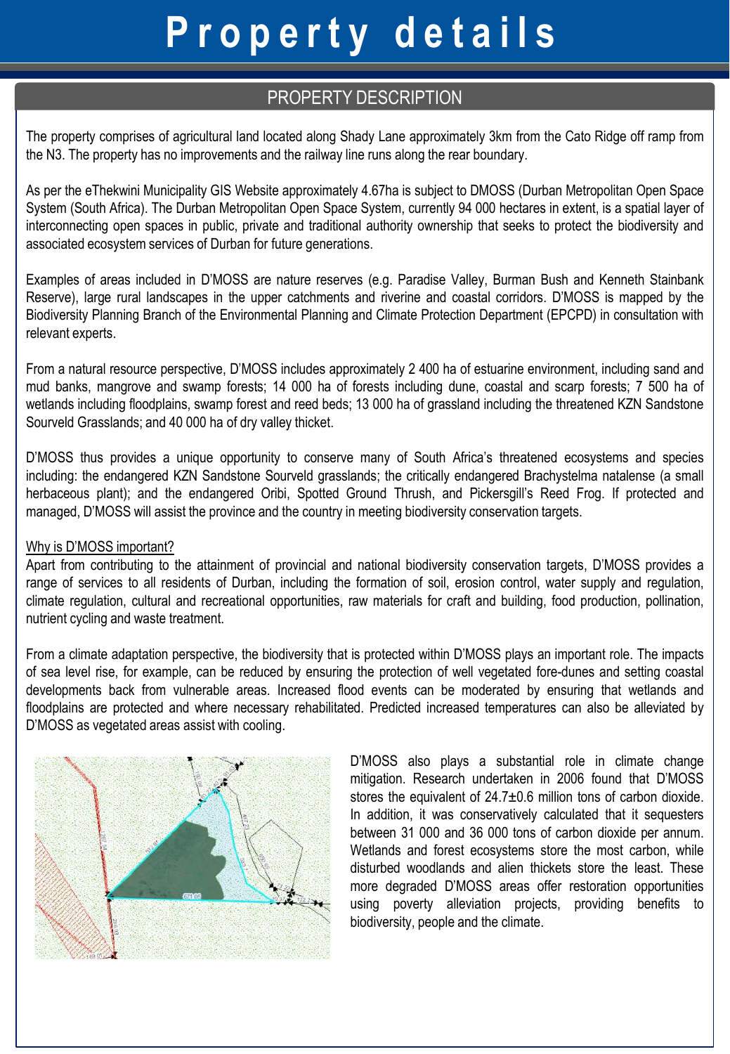# Property details

## PROPERTY DESCRIPTION

The property comprises of agricultural land located along Shady Lane approximately 3km from the Cato Ridge off ramp from the N3. The property has no improvements and the railway line runs along the rear boundary.

As per the eThekwini Municipality GIS Website approximately 4.67ha is subject to DMOSS (Durban Metropolitan Open Space System (South Africa). The Durban Metropolitan Open Space System, currently 94 000 hectares in extent, is a spatial layer of interconnecting open spaces in public, private and traditional authority ownership that seeks to protect the biodiversity and associated ecosystem services of Durban for future generations.

Examples of areas included in D'MOSS are nature reserves (e.g. Paradise Valley, Burman Bush and Kenneth Stainbank Reserve), large rural landscapes in the upper catchments and riverine and coastal corridors. D'MOSS is mapped by the Biodiversity Planning Branch of the Environmental Planning and Climate Protection Department (EPCPD) in consultation with relevant experts.

From a natural resource perspective, D'MOSS includes approximately 2 400 ha of estuarine environment, including sand and mud banks, mangrove and swamp forests; 14 000 ha of forests including dune, coastal and scarp forests; 7 500 ha of wetlands including floodplains, swamp forest and reed beds; 13 000 ha of grassland including the threatened KZN Sandstone Sourveld Grasslands; and 40 000 ha of dry valley thicket.

D'MOSS thus provides a unique opportunity to conserve many of South Africa's threatened ecosystems and species including: the endangered KZN Sandstone Sourveld grasslands; the critically endangered Brachystelma natalense (a small herbaceous plant); and the endangered Oribi, Spotted Ground Thrush, and Pickersgill's Reed Frog. If protected and managed, D'MOSS will assist the province and the country in meeting biodiversity conservation targets.

Why is D'MOSS important?

Apart from contributing to the attainment of provincial and national biodiversity conservation targets, D'MOSS provides a range of services to all residents of Durban, including the formation of soil, erosion control, water supply and regulation, climate regulation, cultural and recreational opportunities, raw materials for craft and building, food production, pollination, nutrient cycling and waste treatment.

From a climate adaptation perspective, the biodiversity that is protected within D'MOSS plays an important role. The impacts of sea level rise, for example, can be reduced by ensuring the protection of well vegetated fore-dunes and setting coastal developments back from vulnerable areas. Increased flood events can be moderated by ensuring that wetlands and floodplains are protected and where necessary rehabilitated. Predicted increased temperatures can also be alleviated by D'MOSS as vegetated areas assist with cooling.

D'MOSS also plays a substantial role in climate change mitigation. Research undertaken in 2006 found that D'MOSS stores the equivalent of 24.7±0.6 million tons of carbon dioxide. In addition, it was conservatively calculated that it sequesters between 31 000 and 36 000 tons of carbon dioxide per annum. Wetlands and forest ecosystems store the most carbon, while disturbed woodlands and alien thickets store the least. These more degraded D'MOSS areas offer restoration opportunities using poverty alleviation projects, providing benefits to biodiversity, people and the climate.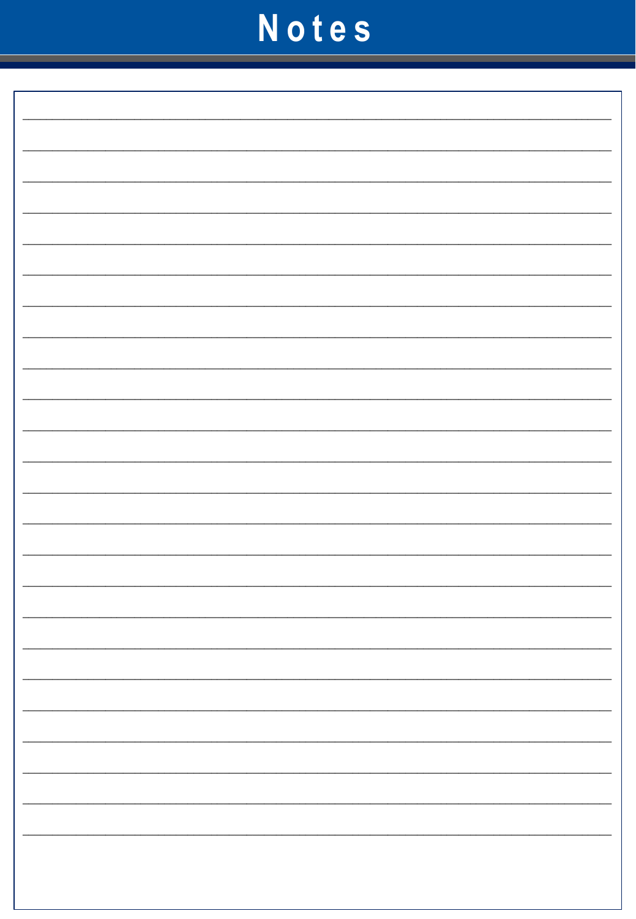# Notes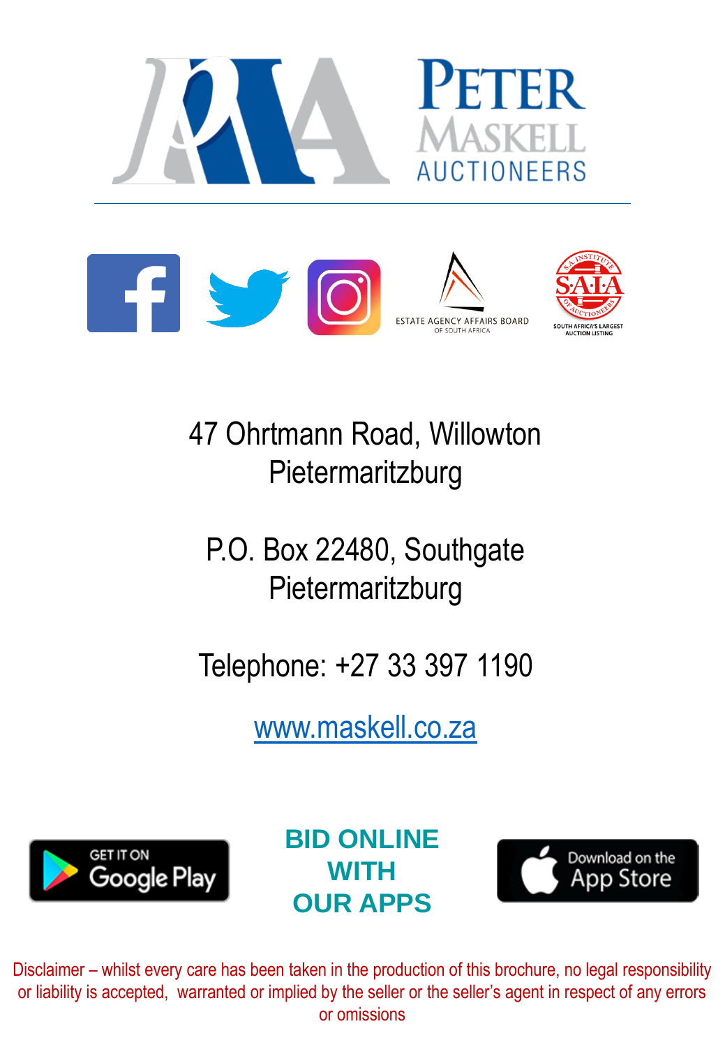# PETER MASKELL AUCTIONEERS

ESTATE AGENCY AFFAIRS BOARD OF SOUTH AFRICA

SOUTH AFRICA'S LARGEST AUCTION LISTING

47 Ohrtmann Road, Willowton
Pietermaritzburg

P.O. Box 22480, Southgate
Pietermaritzburg

Telephone: +27 33 397 1190

www.maskell.co.za

GET IT ON Google Play

**BID ONLINE WITH OUR APPS**

Download on the App Store

Disclaimer – whilst every care has been taken in the production of this brochure, no legal responsibility or liability is accepted, warranted or implied by the seller or the seller's agent in respect of any errors or omissions